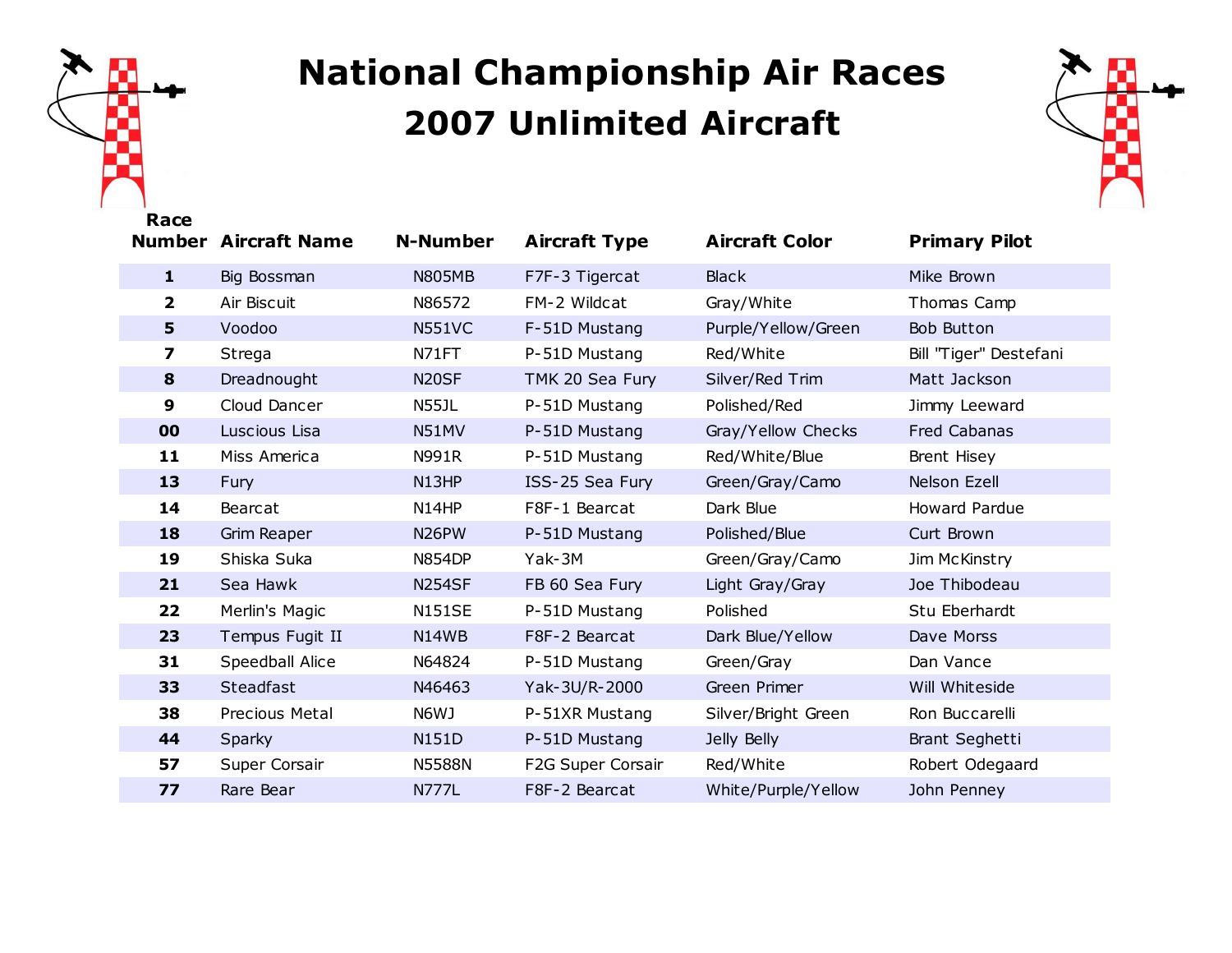# National Championship Air Races
# 2007 Unlimited Aircraft

| Race Number | Aircraft Name | N-Number | Aircraft Type | Aircraft Color | Primary Pilot |
|---|---|---|---|---|---|
| **1** | Big Bossman | N805MB | F7F-3 Tigercat | Black | Mike Brown |
| **2** | Air Biscuit | N86572 | FM-2 Wildcat | Gray/White | Thomas Camp |
| **5** | Voodoo | N551VC | F-51D Mustang | Purple/Yellow/Green | Bob Button |
| **7** | Strega | N71FT | P-51D Mustang | Red/White | Bill "Tiger" Destefani |
| **8** | Dreadnought | N20SF | TMK 20 Sea Fury | Silver/Red Trim | Matt Jackson |
| **9** | Cloud Dancer | N55JL | P-51D Mustang | Polished/Red | Jimmy Leeward |
| **00** | Luscious Lisa | N51MV | P-51D Mustang | Gray/Yellow Checks | Fred Cabanas |
| **11** | Miss America | N991R | P-51D Mustang | Red/White/Blue | Brent Hisey |
| **13** | Fury | N13HP | ISS-25 Sea Fury | Green/Gray/Camo | Nelson Ezell |
| **14** | Bearcat | N14HP | F8F-1 Bearcat | Dark Blue | Howard Pardue |
| **18** | Grim Reaper | N26PW | P-51D Mustang | Polished/Blue | Curt Brown |
| **19** | Shiska Suka | N854DP | Yak-3M | Green/Gray/Camo | Jim McKinstry |
| **21** | Sea Hawk | N254SF | FB 60 Sea Fury | Light Gray/Gray | Joe Thibodeau |
| **22** | Merlin's Magic | N151SE | P-51D Mustang | Polished | Stu Eberhardt |
| **23** | Tempus Fugit II | N14WB | F8F-2 Bearcat | Dark Blue/Yellow | Dave Morss |
| **31** | Speedball Alice | N64824 | P-51D Mustang | Green/Gray | Dan Vance |
| **33** | Steadfast | N46463 | Yak-3U/R-2000 | Green Primer | Will Whiteside |
| **38** | Precious Metal | N6WJ | P-51XR Mustang | Silver/Bright Green | Ron Buccarelli |
| **44** | Sparky | N151D | P-51D Mustang | Jelly Belly | Brant Seghetti |
| **57** | Super Corsair | N5588N | F2G Super Corsair | Red/White | Robert Odegaard |
| **77** | Rare Bear | N777L | F8F-2 Bearcat | White/Purple/Yellow | John Penney |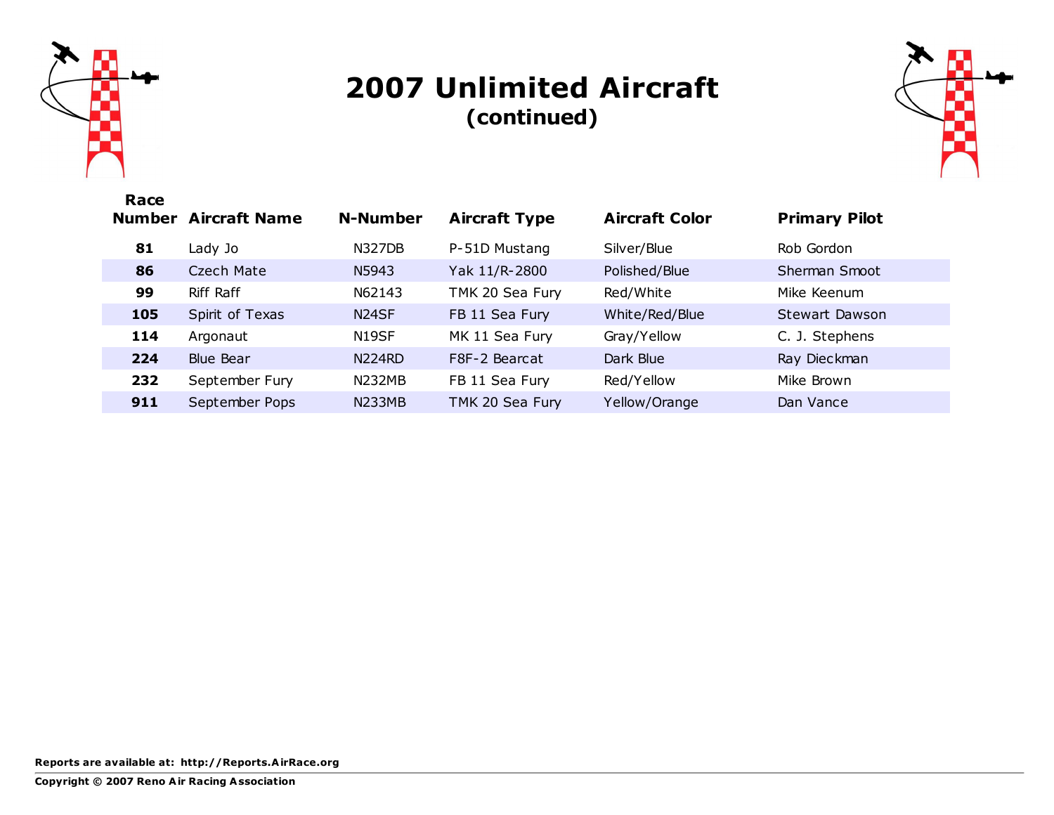# 2007 Unlimited Aircraft
## (continued)

| Race Number | Aircraft Name | N-Number | Aircraft Type | Aircraft Color | Primary Pilot |
|---|---|---|---|---|---|
| **81** | Lady Jo | N327DB | P-51D Mustang | Silver/Blue | Rob Gordon |
| **86** | Czech Mate | N5943 | Yak 11/R-2800 | Polished/Blue | Sherman Smoot |
| **99** | Riff Raff | N62143 | TMK 20 Sea Fury | Red/White | Mike Keenum |
| **105** | Spirit of Texas | N24SF | FB 11 Sea Fury | White/Red/Blue | Stewart Dawson |
| **114** | Argonaut | N19SF | MK 11 Sea Fury | Gray/Yellow | C. J. Stephens |
| **224** | Blue Bear | N224RD | F8F-2 Bearcat | Dark Blue | Ray Dieckman |
| **232** | September Fury | N232MB | FB 11 Sea Fury | Red/Yellow | Mike Brown |
| **911** | September Pops | N233MB | TMK 20 Sea Fury | Yellow/Orange | Dan Vance |

**Reports are available at: http://Reports.AirRace.org**

**Copyright © 2007 Reno Air Racing Association**